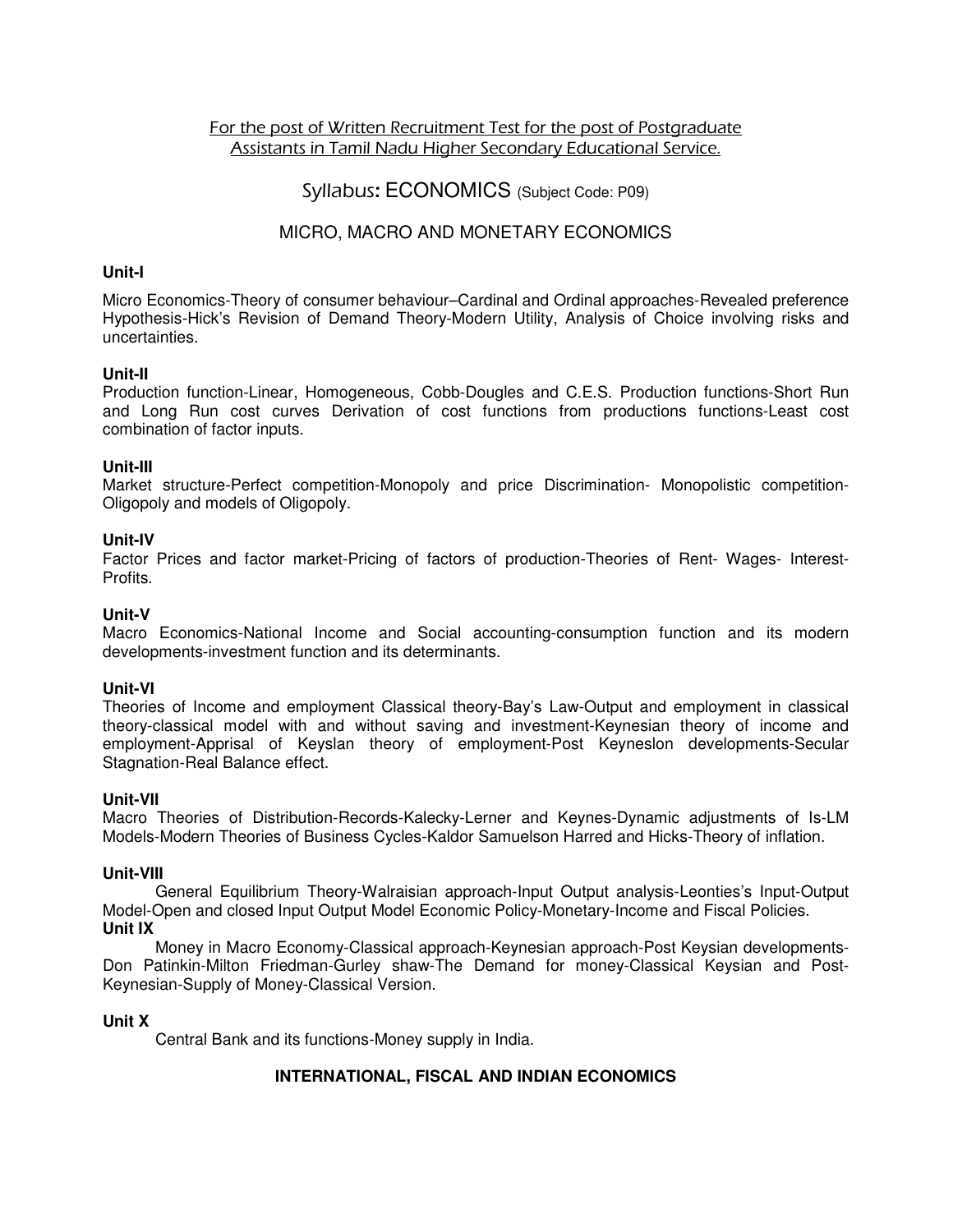For the post of Written Recruitment Test for the post of Postgraduate Assistants in Tamil Nadu Higher Secondary Educational Service.

# Syllabus: ECONOMICS (Subject Code: P09)

## MICRO, MACRO AND MONETARY ECONOMICS

### Unit-I

Micro Economics-Theory of consumer behaviour–Cardinal and Ordinal approaches-Revealed preference Hypothesis-Hick's Revision of Demand Theory-Modern Utility, Analysis of Choice involving risks and uncertainties.

### Unit-II

Production function-Linear, Homogeneous, Cobb-Dougles and C.E.S. Production functions-Short Run and Long Run cost curves Derivation of cost functions from productions functions-Least cost combination of factor inputs.

### Unit-III

Market structure-Perfect competition-Monopoly and price Discrimination- Monopolistic competition-Oligopoly and models of Oligopoly.

### Unit-IV

Factor Prices and factor market-Pricing of factors of production-Theories of Rent- Wages- Interest-Profits.

### Unit-V

Macro Economics-National Income and Social accounting-consumption function and its modern developments-investment function and its determinants.

### Unit-VI

Theories of Income and employment Classical theory-Bay's Law-Output and employment in classical theory-classical model with and without saving and investment-Keynesian theory of income and employment-Apprisal of Keyslan theory of employment-Post Keyneslon developments-Secular Stagnation-Real Balance effect.

### Unit-VII

Macro Theories of Distribution-Records-Kalecky-Lerner and Keynes-Dynamic adjustments of Is-LM Models-Modern Theories of Business Cycles-Kaldor Samuelson Harred and Hicks-Theory of inflation.

### Unit-VIII

General Equilibrium Theory-Walraisian approach-Input Output analysis-Leonties's Input-Output Model-Open and closed Input Output Model Economic Policy-Monetary-Income and Fiscal Policies.

### Unit IX

Money in Macro Economy-Classical approach-Keynesian approach-Post Keysian developments-Don Patinkin-Milton Friedman-Gurley shaw-The Demand for money-Classical Keysian and Post-Keynesian-Supply of Money-Classical Version.

### Unit X

Central Bank and its functions-Money supply in India.

## INTERNATIONAL, FISCAL AND INDIAN ECONOMICS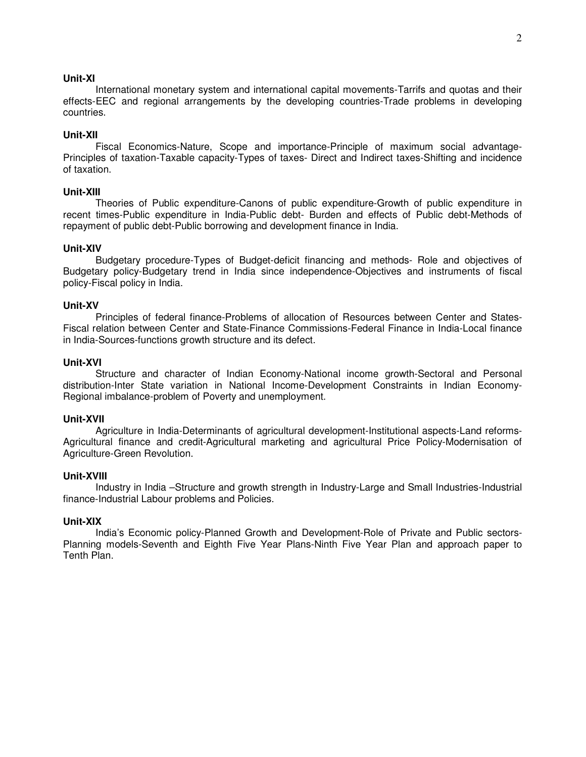**Unit-XI**

International monetary system and international capital movements-Tarrifs and quotas and their effects-EEC and regional arrangements by the developing countries-Trade problems in developing countries.

**Unit-XII**

Fiscal Economics-Nature, Scope and importance-Principle of maximum social advantage-Principles of taxation-Taxable capacity-Types of taxes- Direct and Indirect taxes-Shifting and incidence of taxation.

**Unit-XIII**

Theories of Public expenditure-Canons of public expenditure-Growth of public expenditure in recent times-Public expenditure in India-Public debt- Burden and effects of Public debt-Methods of repayment of public debt-Public borrowing and development finance in India.

**Unit-XIV**

Budgetary procedure-Types of Budget-deficit financing and methods- Role and objectives of Budgetary policy-Budgetary trend in India since independence-Objectives and instruments of fiscal policy-Fiscal policy in India.

**Unit-XV**

Principles of federal finance-Problems of allocation of Resources between Center and States-Fiscal relation between Center and State-Finance Commissions-Federal Finance in India-Local finance in India-Sources-functions growth structure and its defect.

**Unit-XVI**

Structure and character of Indian Economy-National income growth-Sectoral and Personal distribution-Inter State variation in National Income-Development Constraints in Indian Economy-Regional imbalance-problem of Poverty and unemployment.

**Unit-XVII**

Agriculture in India-Determinants of agricultural development-Institutional aspects-Land reforms-Agricultural finance and credit-Agricultural marketing and agricultural Price Policy-Modernisation of Agriculture-Green Revolution.

**Unit-XVIII**

Industry in India –Structure and growth strength in Industry-Large and Small Industries-Industrial finance-Industrial Labour problems and Policies.

**Unit-XIX**

India's Economic policy-Planned Growth and Development-Role of Private and Public sectors-Planning models-Seventh and Eighth Five Year Plans-Ninth Five Year Plan and approach paper to Tenth Plan.